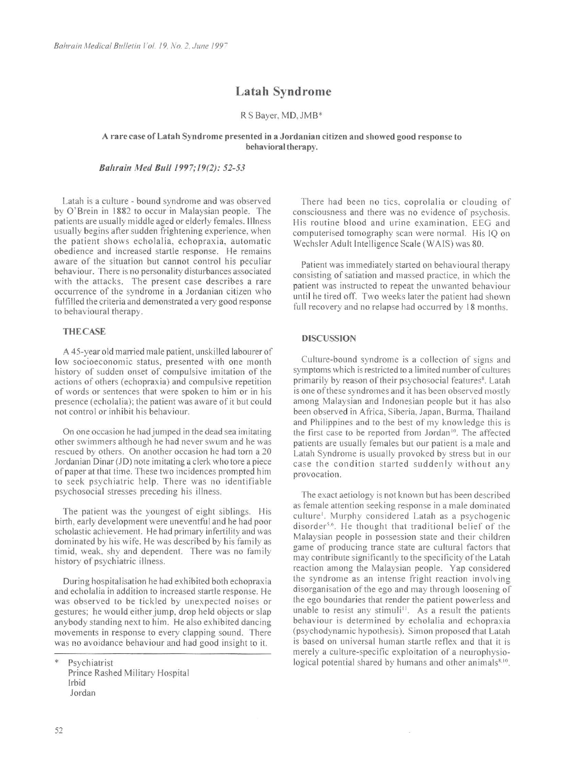# Latah Syndrome

R S Bayer, MD, JMB*

**A rare case of Latah Syndrome presented in a Jordanian citizen and showed good response to behavioral therapy.**

***Bahrain Med Bull 1997;19(2): 52-53***

Latah is a culture - bound syndrome and was observed by O'Brein in 1882 to occur in Malaysian people. The patients are usually middle aged or elderly females. Illness usually begins after sudden frightening experience, when the patient shows echolalia, echopraxia, automatic obedience and increased startle response. He remains aware of the situation but cannot control his peculiar behaviour. There is no personality disturbances associated with the attacks. The present case describes a rare occurrence of the syndrome in a Jordanian citizen who fulfilled the criteria and demonstrated a very good response to behavioural therapy.

## THE CASE

A 45-year old married male patient, unskilled labourer of low socioeconomic status, presented with one month history of sudden onset of compulsive imitation of the actions of others (echopraxia) and compulsive repetition of words or sentences that were spoken to him or in his presence (echolalia); the patient was aware of it but could not control or inhibit his behaviour.

On one occasion he had jumped in the dead sea imitating other swimmers although he had never swum and he was rescued by others. On another occasion he had torn a 20 Jordanian Dinar (JD) note imitating a clerk who tore a piece of paper at that time. These two incidences prompted him to seek psychiatric help. There was no identifiable psychosocial stresses preceding his illness.

The patient was the youngest of eight siblings. His birth, early development were uneventful and he had poor scholastic achievement. He had primary infertility and was dominated by his wife. He was described by his family as timid, weak, shy and dependent. There was no family history of psychiatric illness.

During hospitalisation he had exhibited both echopraxia and echolalia in addition to increased startle response. He was observed to be tickled by unexpected noises or gestures; he would either jump, drop held objects or slap anybody standing next to him. He also exhibited dancing movements in response to every clapping sound. There was no avoidance behaviour and had good insight to it.

There had been no tics, coprolalia or clouding of consciousness and there was no evidence of psychosis. His routine blood and urine examination, EEG and computerised tomography scan were normal. His IQ on Wechsler Adult Intelligence Scale (WAIS) was 80.

Patient was immediately started on behavioural therapy consisting of satiation and massed practice, in which the patient was instructed to repeat the unwanted behaviour until he tired off. Two weeks later the patient had shown full recovery and no relapse had occurred by 18 months.

## DISCUSSION

Culture-bound syndrome is a collection of signs and symptoms which is restricted to a limited number of cultures primarily by reason of their psychosocial features[8]. Latah is one of these syndromes and it has been observed mostly among Malaysian and Indonesian people but it has also been observed in Africa, Siberia, Japan, Burma, Thailand and Philippines and to the best of my knowledge this is the first case to be reported from Jordan[10]. The affected patients are usually females but our patient is a male and Latah Syndrome is usually provoked by stress but in our case the condition started suddenly without any provocation.

The exact aetiology is not known but has been described as female attention seeking response in a male dominated culture[1]. Murphy considered Latah as a psychogenic disorder[5,6]. He thought that traditional belief of the Malaysian people in possession state and their children game of producing trance state are cultural factors that may contribute significantly to the specificity of the Latah reaction among the Malaysian people. Yap considered the syndrome as an intense fright reaction involving disorganisation of the ego and may through loosening of the ego boundaries that render the patient powerless and unable to resist any stimuli[11]. As a result the patients behaviour is determined by echolalia and echopraxia (psychodynamic hypothesis). Simon proposed that Latah is based on universal human startle reflex and that it is merely a culture-specific exploitation of a neurophysiological potential shared by humans and other animals[8,10].

\* Psychiatrist
Prince Rashed Military Hospital
Irbid
Jordan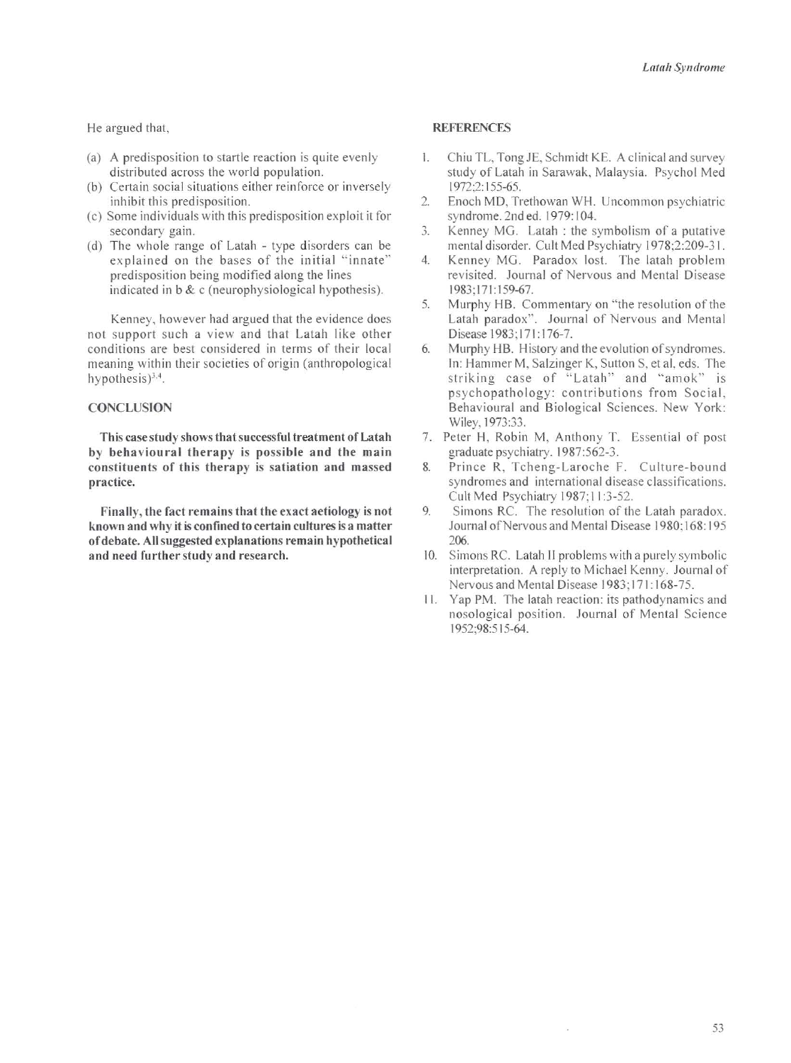He argued that,

- (a) A predisposition to startle reaction is quite evenly distributed across the world population.
- (b) Certain social situations either reinforce or inversely inhibit this predisposition.
- (c) Some individuals with this predisposition exploit it for secondary gain.
- (d) The whole range of Latah - type disorders can be explained on the bases of the initial "innate" predisposition being modified along the lines indicated in b & c (neurophysiological hypothesis).

Kenney, however had argued that the evidence does not support such a view and that Latah like other conditions are best considered in terms of their local meaning within their societies of origin (anthropological hypothesis)[3,4].

## CONCLUSION

**This case study shows that successful treatment of Latah by behavioural therapy is possible and the main constituents of this therapy is satiation and massed practice.**

**Finally, the fact remains that the exact aetiology is not known and why it is confined to certain cultures is a matter of debate. All suggested explanations remain hypothetical and need further study and research.**

## REFERENCES

1. Chiu TL, Tong JE, Schmidt KE. A clinical and survey study of Latah in Sarawak, Malaysia. Psychol Med 1972;2:155-65.
2. Enoch MD, Trethowan WH. Uncommon psychiatric syndrome. 2nd ed. 1979:104.
3. Kenney MG. Latah : the symbolism of a putative mental disorder. Cult Med Psychiatry 1978;2:209-31.
4. Kenney MG. Paradox lost. The latah problem revisited. Journal of Nervous and Mental Disease 1983;171:159-67.
5. Murphy HB. Commentary on "the resolution of the Latah paradox". Journal of Nervous and Mental Disease 1983;171:176-7.
6. Murphy HB. History and the evolution of syndromes. In: Hammer M, Salzinger K, Sutton S, et al, eds. The striking case of "Latah" and "amok" is psychopathology: contributions from Social, Behavioural and Biological Sciences. New York: Wiley, 1973:33.
7. Peter H, Robin M, Anthony T. Essential of post graduate psychiatry. 1987:562-3.
8. Prince R, Tcheng-Laroche F. Culture-bound syndromes and international disease classifications. Cult Med Psychiatry 1987;11:3-52.
9. Simons RC. The resolution of the Latah paradox. Journal of Nervous and Mental Disease 1980;168:195 206.
10. Simons RC. Latah II problems with a purely symbolic interpretation. A reply to Michael Kenny. Journal of Nervous and Mental Disease 1983;171:168-75.
11. Yap PM. The latah reaction: its pathodynamics and nosological position. Journal of Mental Science 1952;98:515-64.